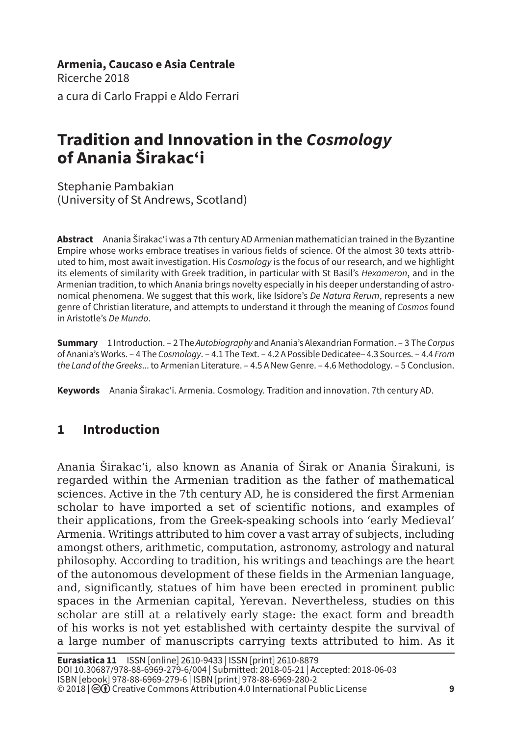**Armenia, Caucaso e Asia Centrale**
Ricerche 2018
a cura di Carlo Frappi e Aldo Ferrari

# Tradition and Innovation in the *Cosmology* of Anania Širakac'i

Stephanie Pambakian
(University of St Andrews, Scotland)

**Abstract** Anania Širakac'i was a 7th century AD Armenian mathematician trained in the Byzantine Empire whose works embrace treatises in various fields of science. Of the almost 30 texts attributed to him, most await investigation. His *Cosmology* is the focus of our research, and we highlight its elements of similarity with Greek tradition, in particular with St Basil's *Hexameron*, and in the Armenian tradition, to which Anania brings novelty especially in his deeper understanding of astronomical phenomena. We suggest that this work, like Isidore's *De Natura Rerum*, represents a new genre of Christian literature, and attempts to understand it through the meaning of *Cosmos* found in Aristotle's *De Mundo*.

**Summary** 1 Introduction. – 2 The *Autobiography* and Anania's Alexandrian Formation. – 3 The *Corpus* of Anania's Works. – 4 The *Cosmology*. – 4.1 The Text. – 4.2 A Possible Dedicatee– 4.3 Sources. – 4.4 *From the Land of the Greeks*... to Armenian Literature. – 4.5 A New Genre. – 4.6 Methodology. – 5 Conclusion.

**Keywords** Anania Širakac'i. Armenia. Cosmology. Tradition and innovation. 7th century AD.

## 1 Introduction

Anania Širakac'i, also known as Anania of Širak or Anania Širakuni, is regarded within the Armenian tradition as the father of mathematical sciences. Active in the 7th century AD, he is considered the first Armenian scholar to have imported a set of scientific notions, and examples of their applications, from the Greek-speaking schools into 'early Medieval' Armenia. Writings attributed to him cover a vast array of subjects, including amongst others, arithmetic, computation, astronomy, astrology and natural philosophy. According to tradition, his writings and teachings are the heart of the autonomous development of these fields in the Armenian language, and, significantly, statues of him have been erected in prominent public spaces in the Armenian capital, Yerevan. Nevertheless, studies on this scholar are still at a relatively early stage: the exact form and breadth of his works is not yet established with certainty despite the survival of a large number of manuscripts carrying texts attributed to him. As it

**Eurasiatica 11** ISSN [online] 2610-9433 | ISSN [print] 2610-8879
DOI 10.30687/978-88-6969-279-6/004 | Submitted: 2018-05-21 | Accepted: 2018-06-03
ISBN [ebook] 978-88-6969-279-6 | ISBN [print] 978-88-6969-280-2
© 2018 | Creative Commons Attribution 4.0 International Public License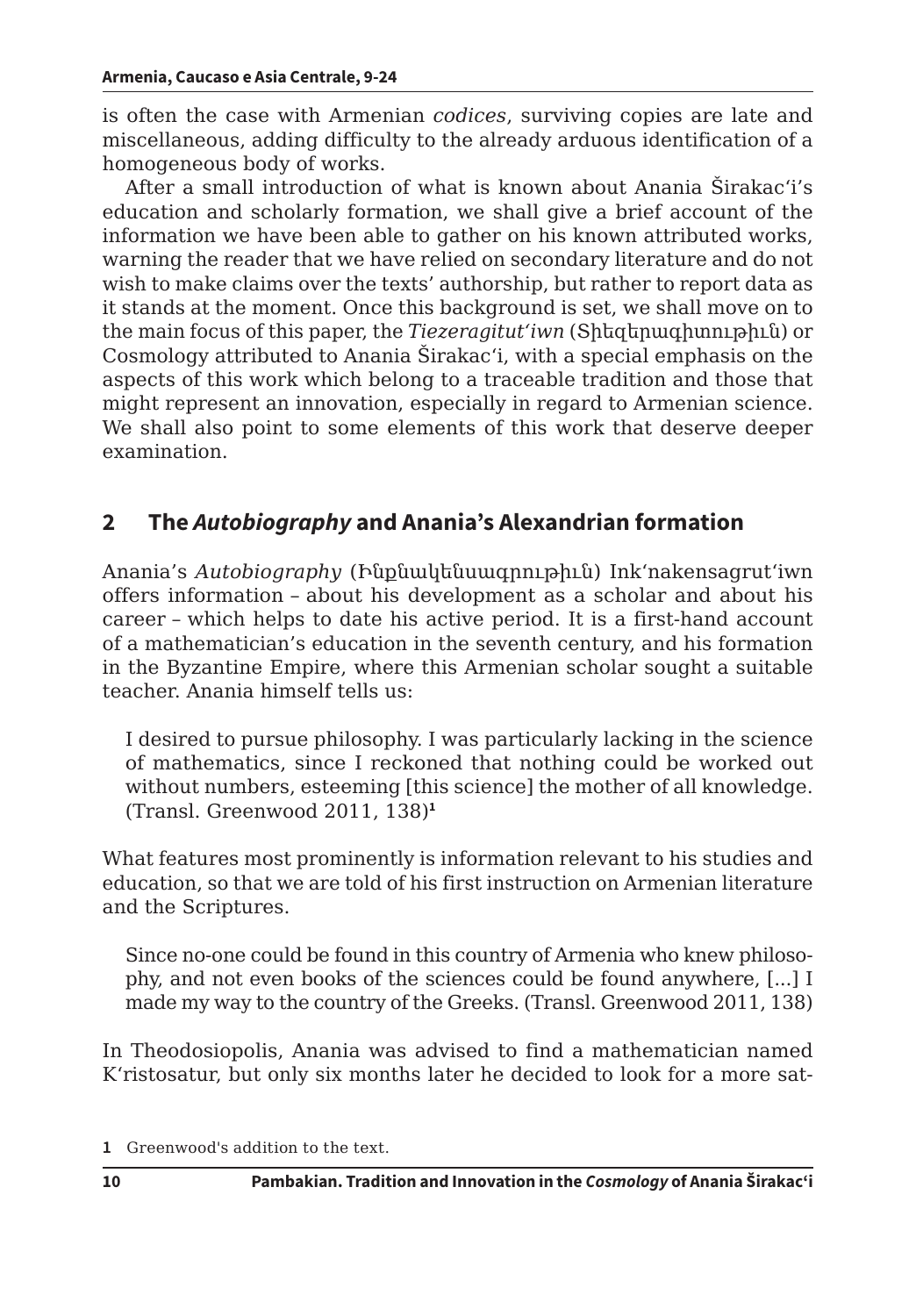is often the case with Armenian *codices*, surviving copies are late and miscellaneous, adding difficulty to the already arduous identification of a homogeneous body of works.

After a small introduction of what is known about Anania Širakac'i's education and scholarly formation, we shall give a brief account of the information we have been able to gather on his known attributed works, warning the reader that we have relied on secondary literature and do not wish to make claims over the texts' authorship, but rather to report data as it stands at the moment. Once this background is set, we shall move on to the main focus of this paper, the *Tiezeragitut'iwn* (Տիեզերագիտութիւն) or Cosmology attributed to Anania Širakac'i, with a special emphasis on the aspects of this work which belong to a traceable tradition and those that might represent an innovation, especially in regard to Armenian science. We shall also point to some elements of this work that deserve deeper examination.

## 2 The *Autobiography* and Anania's Alexandrian formation

Anania's *Autobiography* (Ինքնակենսագրութիւն) Ink'nakensagrut'iwn offers information – about his development as a scholar and about his career – which helps to date his active period. It is a first-hand account of a mathematician's education in the seventh century, and his formation in the Byzantine Empire, where this Armenian scholar sought a suitable teacher. Anania himself tells us:

> I desired to pursue philosophy. I was particularly lacking in the science of mathematics, since I reckoned that nothing could be worked out without numbers, esteeming [this science] the mother of all knowledge. (Transl. Greenwood 2011, 138)[1]

What features most prominently is information relevant to his studies and education, so that we are told of his first instruction on Armenian literature and the Scriptures.

> Since no-one could be found in this country of Armenia who knew philosophy, and not even books of the sciences could be found anywhere, [...] I made my way to the country of the Greeks. (Transl. Greenwood 2011, 138)

In Theodosiopolis, Anania was advised to find a mathematician named K'ristosatur, but only six months later he decided to look for a more sat-

---

1 Greenwood's addition to the text.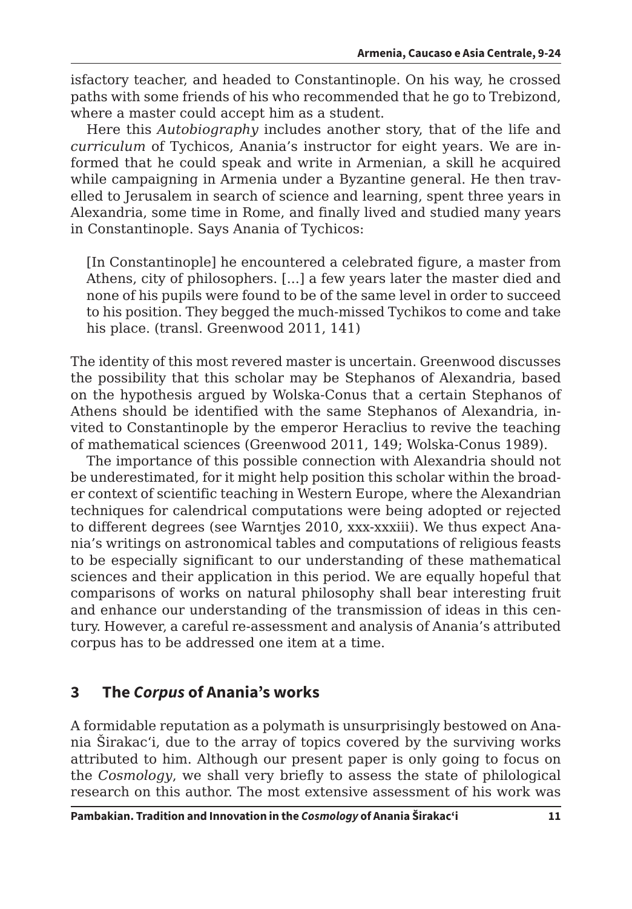isfactory teacher, and headed to Constantinople. On his way, he crossed paths with some friends of his who recommended that he go to Trebizond, where a master could accept him as a student.

Here this *Autobiography* includes another story, that of the life and *curriculum* of Tychicos, Anania's instructor for eight years. We are informed that he could speak and write in Armenian, a skill he acquired while campaigning in Armenia under a Byzantine general. He then travelled to Jerusalem in search of science and learning, spent three years in Alexandria, some time in Rome, and finally lived and studied many years in Constantinople. Says Anania of Tychicos:

> [In Constantinople] he encountered a celebrated figure, a master from Athens, city of philosophers. […] a few years later the master died and none of his pupils were found to be of the same level in order to succeed to his position. They begged the much-missed Tychikos to come and take his place. (transl. Greenwood 2011, 141)

The identity of this most revered master is uncertain. Greenwood discusses the possibility that this scholar may be Stephanos of Alexandria, based on the hypothesis argued by Wolska-Conus that a certain Stephanos of Athens should be identified with the same Stephanos of Alexandria, invited to Constantinople by the emperor Heraclius to revive the teaching of mathematical sciences (Greenwood 2011, 149; Wolska-Conus 1989).

The importance of this possible connection with Alexandria should not be underestimated, for it might help position this scholar within the broader context of scientific teaching in Western Europe, where the Alexandrian techniques for calendrical computations were being adopted or rejected to different degrees (see Warntjes 2010, xxx-xxxiii). We thus expect Anania's writings on astronomical tables and computations of religious feasts to be especially significant to our understanding of these mathematical sciences and their application in this period. We are equally hopeful that comparisons of works on natural philosophy shall bear interesting fruit and enhance our understanding of the transmission of ideas in this century. However, a careful re-assessment and analysis of Anania's attributed corpus has to be addressed one item at a time.

## 3 The *Corpus* of Anania's works

A formidable reputation as a polymath is unsurprisingly bestowed on Anania Širakacʻi, due to the array of topics covered by the surviving works attributed to him. Although our present paper is only going to focus on the *Cosmology*, we shall very briefly to assess the state of philological research on this author. The most extensive assessment of his work was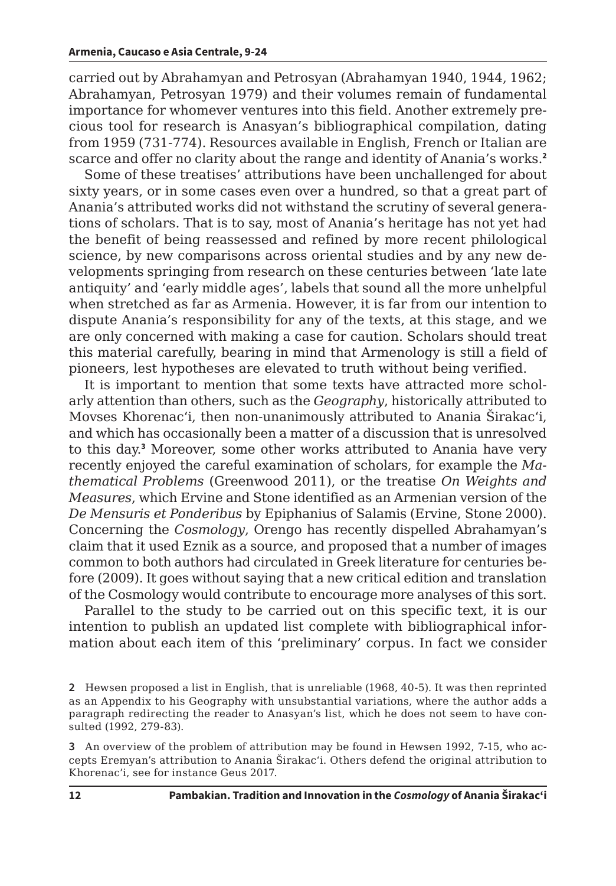carried out by Abrahamyan and Petrosyan (Abrahamyan 1940, 1944, 1962; Abrahamyan, Petrosyan 1979) and their volumes remain of fundamental importance for whomever ventures into this field. Another extremely precious tool for research is Anasyan's bibliographical compilation, dating from 1959 (731-774). Resources available in English, French or Italian are scarce and offer no clarity about the range and identity of Anania's works.[2]

Some of these treatises' attributions have been unchallenged for about sixty years, or in some cases even over a hundred, so that a great part of Anania's attributed works did not withstand the scrutiny of several generations of scholars. That is to say, most of Anania's heritage has not yet had the benefit of being reassessed and refined by more recent philological science, by new comparisons across oriental studies and by any new developments springing from research on these centuries between 'late late antiquity' and 'early middle ages', labels that sound all the more unhelpful when stretched as far as Armenia. However, it is far from our intention to dispute Anania's responsibility for any of the texts, at this stage, and we are only concerned with making a case for caution. Scholars should treat this material carefully, bearing in mind that Armenology is still a field of pioneers, lest hypotheses are elevated to truth without being verified.

It is important to mention that some texts have attracted more scholarly attention than others, such as the *Geography*, historically attributed to Movses Khorenac'i, then non-unanimously attributed to Anania Širakac'i, and which has occasionally been a matter of a discussion that is unresolved to this day.[3] Moreover, some other works attributed to Anania have very recently enjoyed the careful examination of scholars, for example the *Mathematical Problems* (Greenwood 2011), or the treatise *On Weights and Measures*, which Ervine and Stone identified as an Armenian version of the *De Mensuris et Ponderibus* by Epiphanius of Salamis (Ervine, Stone 2000). Concerning the *Cosmology*, Orengo has recently dispelled Abrahamyan's claim that it used Eznik as a source, and proposed that a number of images common to both authors had circulated in Greek literature for centuries before (2009). It goes without saying that a new critical edition and translation of the Cosmology would contribute to encourage more analyses of this sort.

Parallel to the study to be carried out on this specific text, it is our intention to publish an updated list complete with bibliographical information about each item of this 'preliminary' corpus. In fact we consider

2 Hewsen proposed a list in English, that is unreliable (1968, 40-5). It was then reprinted as an Appendix to his Geography with unsubstantial variations, where the author adds a paragraph redirecting the reader to Anasyan's list, which he does not seem to have consulted (1992, 279-83).

3 An overview of the problem of attribution may be found in Hewsen 1992, 7-15, who accepts Eremyan's attribution to Anania Širakac'i. Others defend the original attribution to Khorenac'i, see for instance Geus 2017.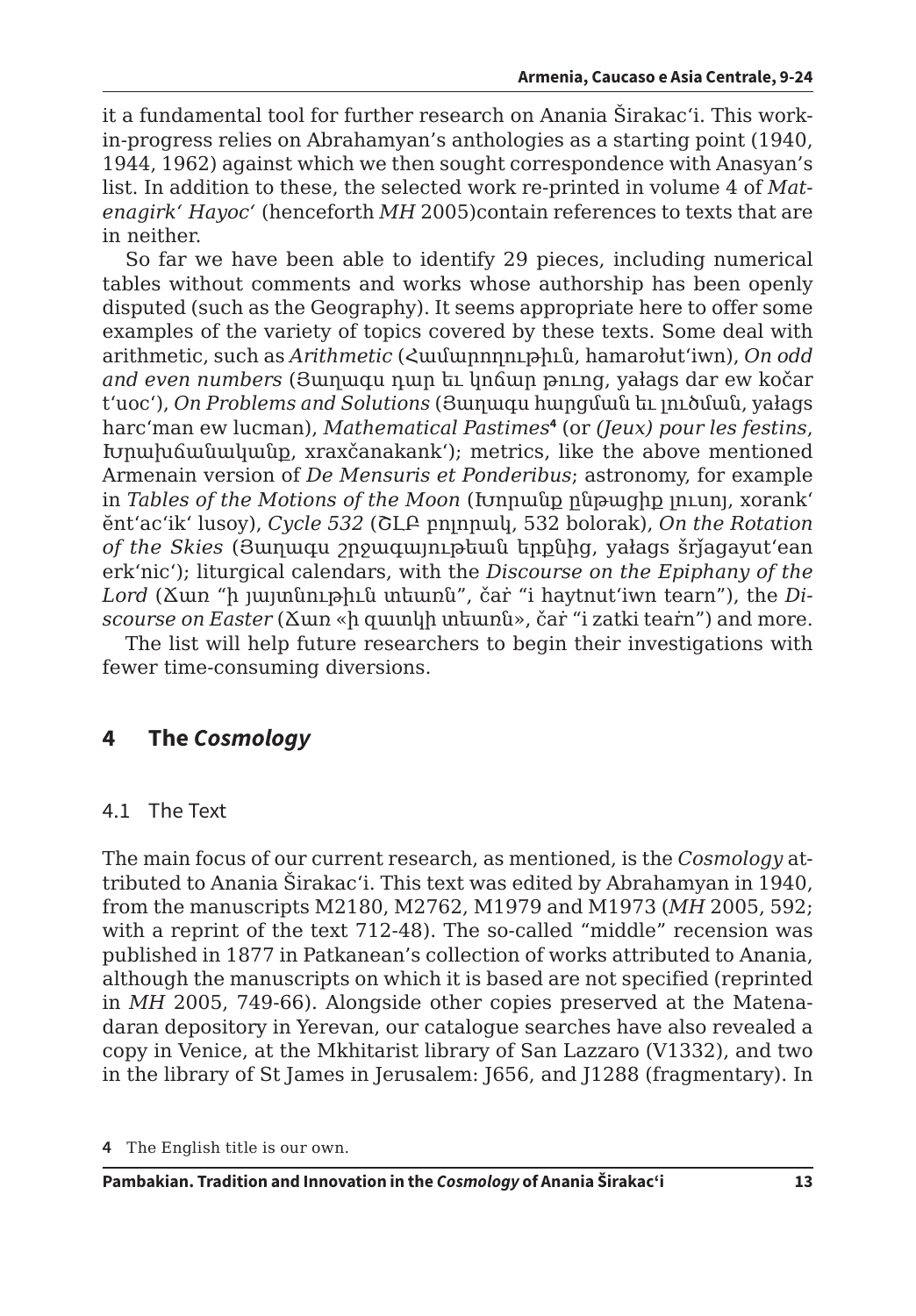it a fundamental tool for further research on Anania Širakac'i. This work-in-progress relies on Abrahamyan's anthologies as a starting point (1940, 1944, 1962) against which we then sought correspondence with Anasyan's list. In addition to these, the selected work re-printed in volume 4 of *Matenagirk' Hayoc'* (henceforth *MH* 2005)contain references to texts that are in neither.

So far we have been able to identify 29 pieces, including numerical tables without comments and works whose authorship has been openly disputed (such as the Geography). It seems appropriate here to offer some examples of the variety of topics covered by these texts. Some deal with arithmetic, such as *Arithmetic* (Համարողութիւն, hamarołut'iwn), *On odd and even numbers* (Յաղագս դար եւ կոճար թուոց, yałags dar ew kočar t'uoc'), *On Problems and Solutions* (Յաղագս հարցման եւ լուծման, yałags harc'man ew lucman), *Mathematical Pastimes*[4] (or *(Jeux) pour les festins*, Խրախճանականք, xraxčanakank'); metrics, like the above mentioned Armenain version of *De Mensuris et Ponderibus*; astronomy, for example in *Tables of the Motions of the Moon* (Խորանք ընթացիք լուսոյ, xorank' ĕnt'ac'ik' lusoy), *Cycle 532* (ՇԼԲ բոլորակ, 532 bolorak), *On the Rotation of the Skies* (Յաղագս շրջագայութեան երքնից, yałags šrǰagayut'ean erk'nic'); liturgical calendars, with the *Discourse on the Epiphany of the Lord* (Ճառ "ի յայտնութիւն տեառն", čaṙ "i haytnut'iwn tearn"), the *Discourse on Easter* (Ճառ «ի զատկի տեառն», čaṙ "i zatki teaṙn") and more.

The list will help future researchers to begin their investigations with fewer time-consuming diversions.

## 4 The *Cosmology*

### 4.1 The Text

The main focus of our current research, as mentioned, is the *Cosmology* attributed to Anania Širakac'i. This text was edited by Abrahamyan in 1940, from the manuscripts M2180, M2762, M1979 and M1973 (*MH* 2005, 592; with a reprint of the text 712-48). The so-called "middle" recension was published in 1877 in Patkanean's collection of works attributed to Anania, although the manuscripts on which it is based are not specified (reprinted in *MH* 2005, 749-66). Alongside other copies preserved at the Matenadaran depository in Yerevan, our catalogue searches have also revealed a copy in Venice, at the Mkhitarist library of San Lazzaro (V1332), and two in the library of St James in Jerusalem: J656, and J1288 (fragmentary). In

4 The English title is our own.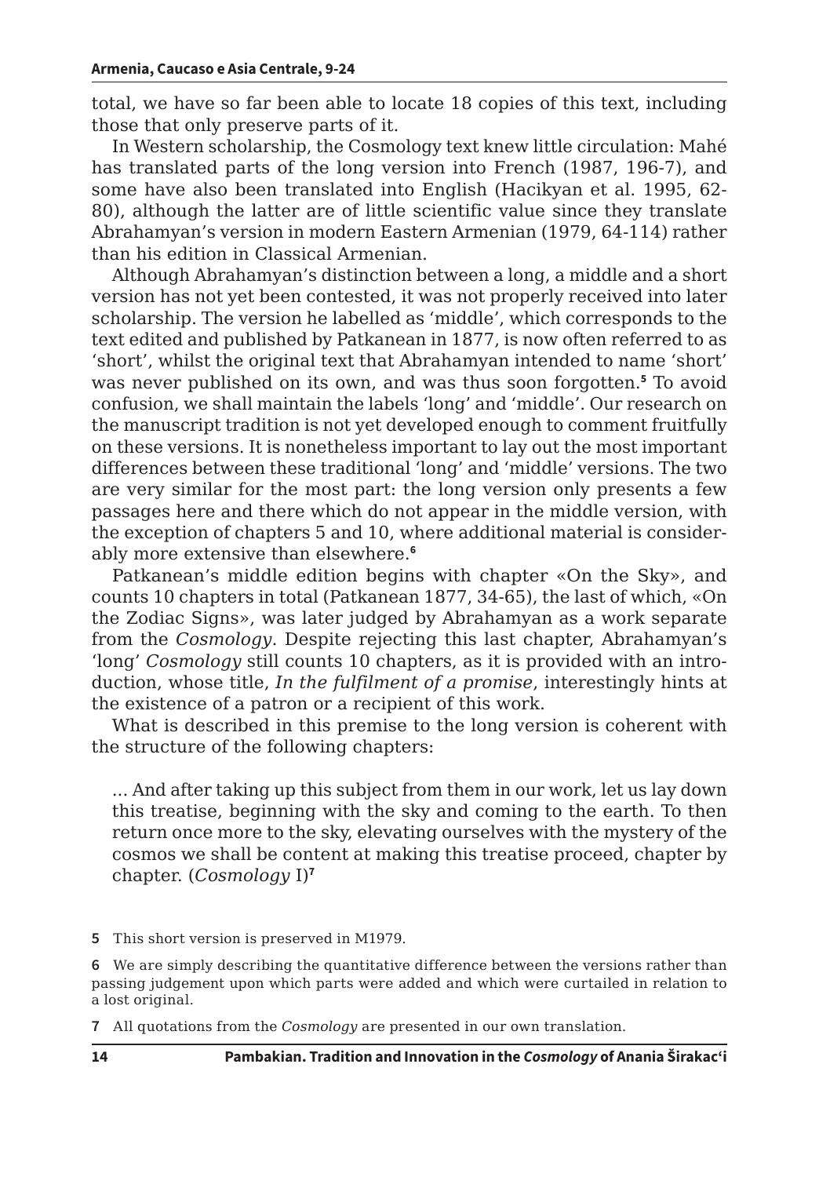total, we have so far been able to locate 18 copies of this text, including those that only preserve parts of it.

In Western scholarship, the Cosmology text knew little circulation: Mahé has translated parts of the long version into French (1987, 196-7), and some have also been translated into English (Hacikyan et al. 1995, 62-80), although the latter are of little scientific value since they translate Abrahamyan's version in modern Eastern Armenian (1979, 64-114) rather than his edition in Classical Armenian.

Although Abrahamyan's distinction between a long, a middle and a short version has not yet been contested, it was not properly received into later scholarship. The version he labelled as 'middle', which corresponds to the text edited and published by Patkanean in 1877, is now often referred to as 'short', whilst the original text that Abrahamyan intended to name 'short' was never published on its own, and was thus soon forgotten.[5] To avoid confusion, we shall maintain the labels 'long' and 'middle'. Our research on the manuscript tradition is not yet developed enough to comment fruitfully on these versions. It is nonetheless important to lay out the most important differences between these traditional 'long' and 'middle' versions. The two are very similar for the most part: the long version only presents a few passages here and there which do not appear in the middle version, with the exception of chapters 5 and 10, where additional material is considerably more extensive than elsewhere.[6]

Patkanean's middle edition begins with chapter «On the Sky», and counts 10 chapters in total (Patkanean 1877, 34-65), the last of which, «On the Zodiac Signs», was later judged by Abrahamyan as a work separate from the *Cosmology*. Despite rejecting this last chapter, Abrahamyan's 'long' *Cosmology* still counts 10 chapters, as it is provided with an introduction, whose title, *In the fulfilment of a promise*, interestingly hints at the existence of a patron or a recipient of this work.

What is described in this premise to the long version is coherent with the structure of the following chapters:

> … And after taking up this subject from them in our work, let us lay down this treatise, beginning with the sky and coming to the earth. To then return once more to the sky, elevating ourselves with the mystery of the cosmos we shall be content at making this treatise proceed, chapter by chapter. (*Cosmology* I)[7]

5 This short version is preserved in M1979.

6 We are simply describing the quantitative difference between the versions rather than passing judgement upon which parts were added and which were curtailed in relation to a lost original.

7 All quotations from the *Cosmology* are presented in our own translation.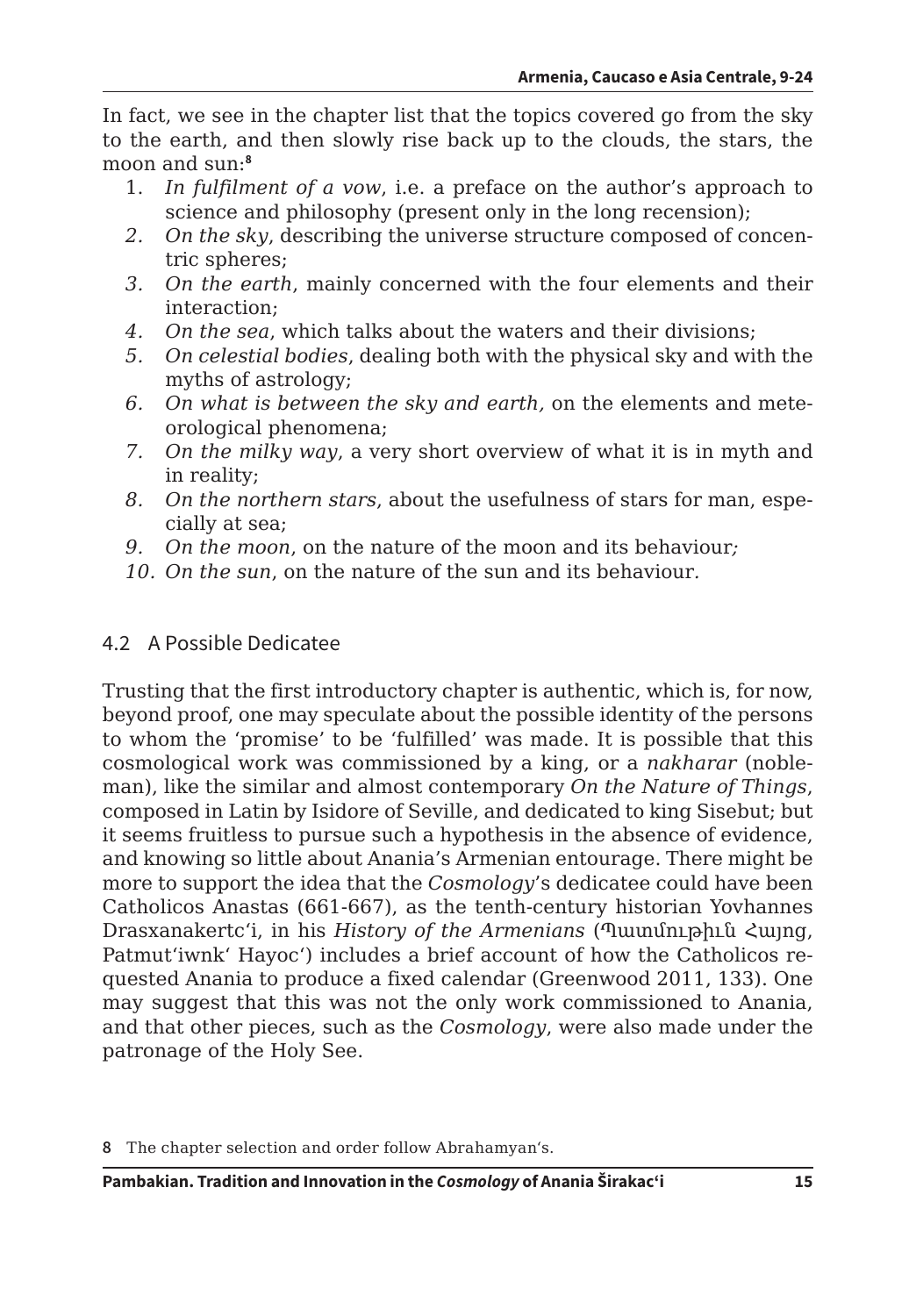In fact, we see in the chapter list that the topics covered go from the sky to the earth, and then slowly rise back up to the clouds, the stars, the moon and sun:[8]

1. *In fulfilment of a vow*, i.e. a preface on the author's approach to science and philosophy (present only in the long recension);
2. *On the sky*, describing the universe structure composed of concentric spheres;
3. *On the earth*, mainly concerned with the four elements and their interaction;
4. *On the sea*, which talks about the waters and their divisions;
5. *On celestial bodies*, dealing both with the physical sky and with the myths of astrology;
6. *On what is between the sky and earth,* on the elements and meteorological phenomena;
7. *On the milky way*, a very short overview of what it is in myth and in reality;
8. *On the northern stars*, about the usefulness of stars for man, especially at sea;
9. *On the moon*, on the nature of the moon and its behaviour;
10. *On the sun*, on the nature of the sun and its behaviour.

## 4.2 A Possible Dedicatee

Trusting that the first introductory chapter is authentic, which is, for now, beyond proof, one may speculate about the possible identity of the persons to whom the 'promise' to be 'fulfilled' was made. It is possible that this cosmological work was commissioned by a king, or a *nakharar* (nobleman), like the similar and almost contemporary *On the Nature of Things*, composed in Latin by Isidore of Seville, and dedicated to king Sisebut; but it seems fruitless to pursue such a hypothesis in the absence of evidence, and knowing so little about Anania's Armenian entourage. There might be more to support the idea that the *Cosmology*'s dedicatee could have been Catholicos Anastas (661-667), as the tenth-century historian Yovhannes Drasxanakertc'i, in his *History of the Armenians* (Պատմութիւն Հայոց, Patmut'iwnk' Hayoc') includes a brief account of how the Catholicos requested Anania to produce a fixed calendar (Greenwood 2011, 133). One may suggest that this was not the only work commissioned to Anania, and that other pieces, such as the *Cosmology*, were also made under the patronage of the Holy See.

---

8 The chapter selection and order follow Abrahamyan's.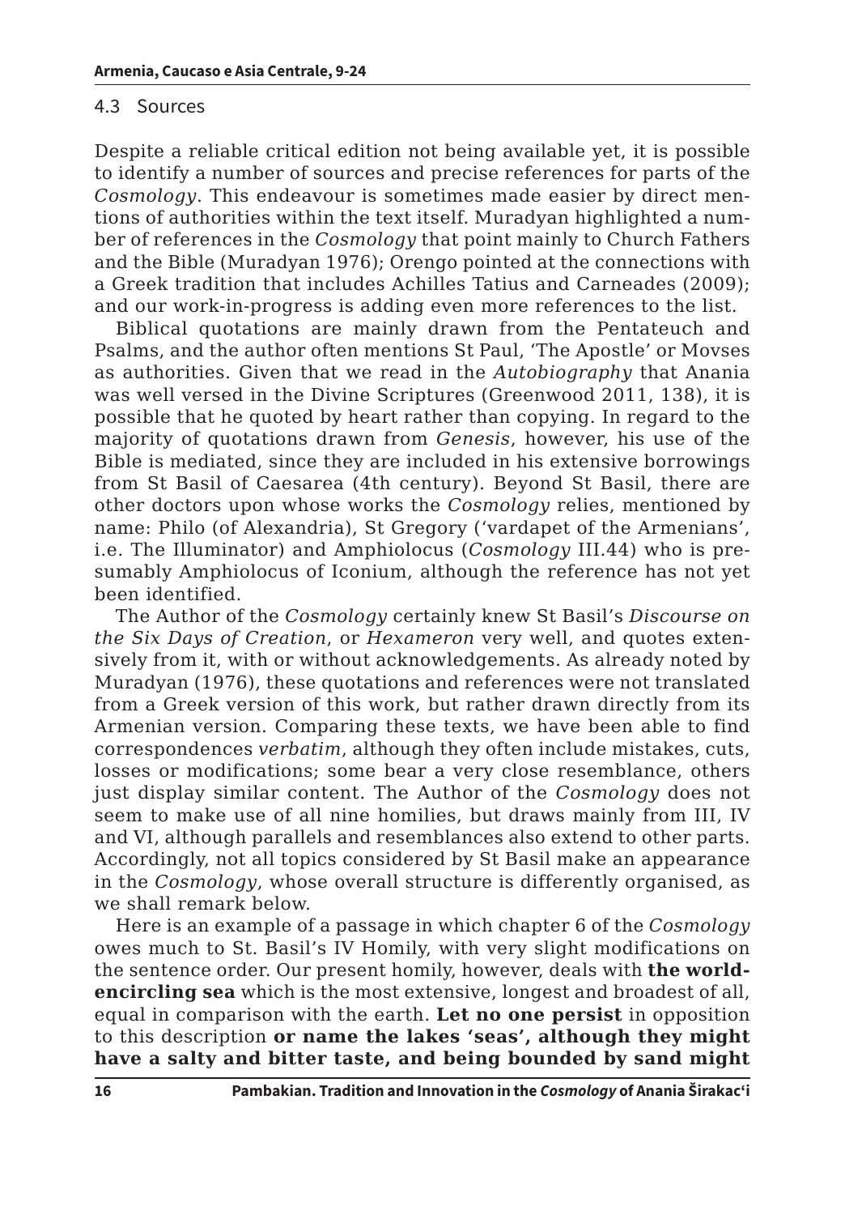### 4.3 Sources

Despite a reliable critical edition not being available yet, it is possible to identify a number of sources and precise references for parts of the *Cosmology*. This endeavour is sometimes made easier by direct mentions of authorities within the text itself. Muradyan highlighted a number of references in the *Cosmology* that point mainly to Church Fathers and the Bible (Muradyan 1976); Orengo pointed at the connections with a Greek tradition that includes Achilles Tatius and Carneades (2009); and our work-in-progress is adding even more references to the list.

Biblical quotations are mainly drawn from the Pentateuch and Psalms, and the author often mentions St Paul, 'The Apostle' or Movses as authorities. Given that we read in the *Autobiography* that Anania was well versed in the Divine Scriptures (Greenwood 2011, 138), it is possible that he quoted by heart rather than copying. In regard to the majority of quotations drawn from *Genesis*, however, his use of the Bible is mediated, since they are included in his extensive borrowings from St Basil of Caesarea (4th century). Beyond St Basil, there are other doctors upon whose works the *Cosmology* relies, mentioned by name: Philo (of Alexandria), St Gregory ('vardapet of the Armenians', i.e. The Illuminator) and Amphiolocus (*Cosmology* III.44) who is presumably Amphiolocus of Iconium, although the reference has not yet been identified.

The Author of the *Cosmology* certainly knew St Basil's *Discourse on the Six Days of Creation*, or *Hexameron* very well, and quotes extensively from it, with or without acknowledgements. As already noted by Muradyan (1976), these quotations and references were not translated from a Greek version of this work, but rather drawn directly from its Armenian version. Comparing these texts, we have been able to find correspondences *verbatim*, although they often include mistakes, cuts, losses or modifications; some bear a very close resemblance, others just display similar content. The Author of the *Cosmology* does not seem to make use of all nine homilies, but draws mainly from III, IV and VI, although parallels and resemblances also extend to other parts. Accordingly, not all topics considered by St Basil make an appearance in the *Cosmology*, whose overall structure is differently organised, as we shall remark below.

Here is an example of a passage in which chapter 6 of the *Cosmology* owes much to St. Basil's IV Homily, with very slight modifications on the sentence order. Our present homily, however, deals with **the world-encircling sea** which is the most extensive, longest and broadest of all, equal in comparison with the earth. **Let no one persist** in opposition to this description **or name the lakes 'seas', although they might have a salty and bitter taste, and being bounded by sand might**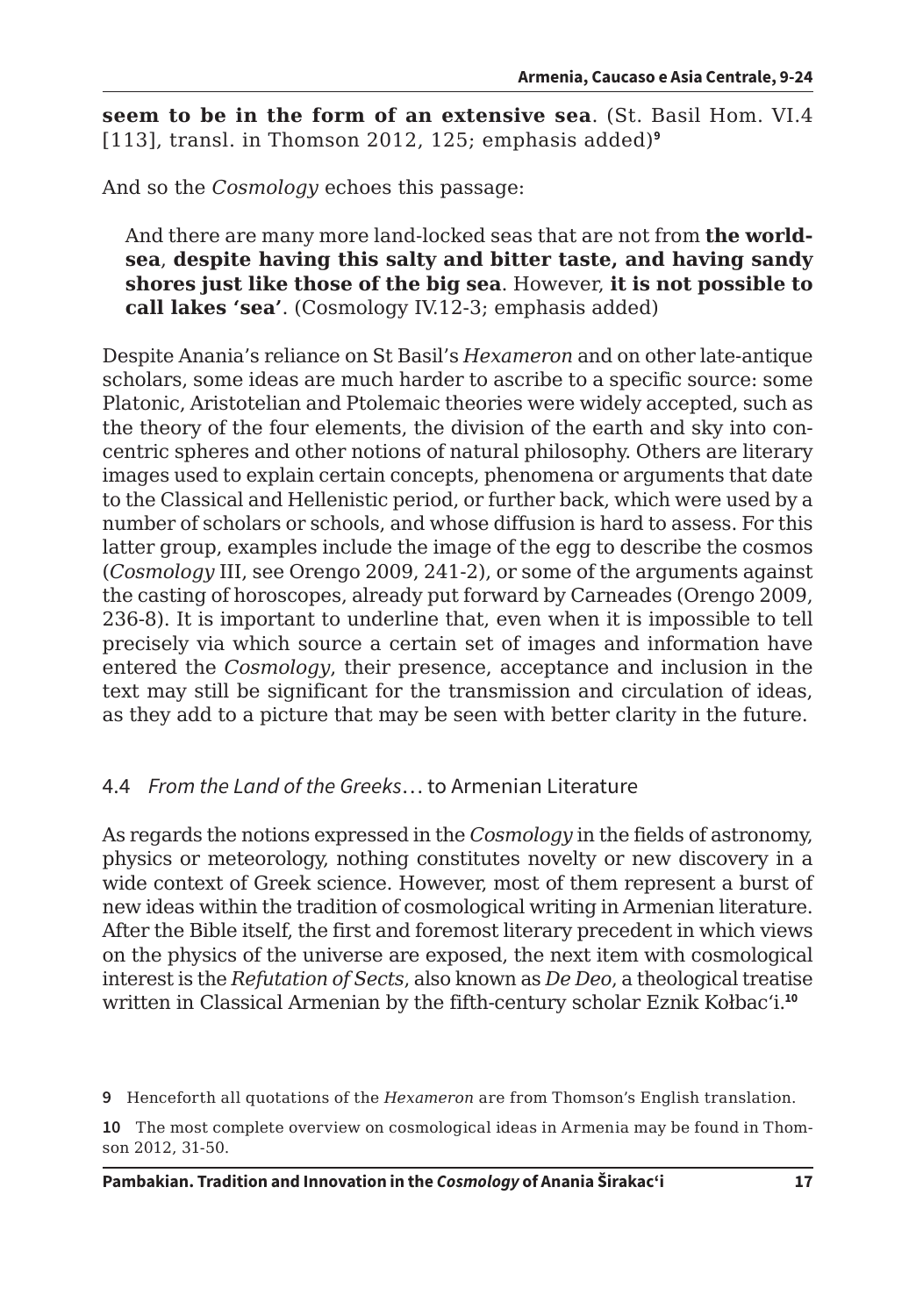**seem to be in the form of an extensive sea**. (St. Basil Hom. VI.4 [113], transl. in Thomson 2012, 125; emphasis added)[9]

And so the *Cosmology* echoes this passage:

> And there are many more land-locked seas that are not from **the world-sea**, **despite having this salty and bitter taste, and having sandy shores just like those of the big sea**. However, **it is not possible to call lakes 'sea'**. (Cosmology IV.12-3; emphasis added)

Despite Anania's reliance on St Basil's *Hexameron* and on other late-antique scholars, some ideas are much harder to ascribe to a specific source: some Platonic, Aristotelian and Ptolemaic theories were widely accepted, such as the theory of the four elements, the division of the earth and sky into concentric spheres and other notions of natural philosophy. Others are literary images used to explain certain concepts, phenomena or arguments that date to the Classical and Hellenistic period, or further back, which were used by a number of scholars or schools, and whose diffusion is hard to assess. For this latter group, examples include the image of the egg to describe the cosmos (*Cosmology* III, see Orengo 2009, 241-2), or some of the arguments against the casting of horoscopes, already put forward by Carneades (Orengo 2009, 236-8). It is important to underline that, even when it is impossible to tell precisely via which source a certain set of images and information have entered the *Cosmology*, their presence, acceptance and inclusion in the text may still be significant for the transmission and circulation of ideas, as they add to a picture that may be seen with better clarity in the future.

## 4.4 *From the Land of the Greeks*… to Armenian Literature

As regards the notions expressed in the *Cosmology* in the fields of astronomy, physics or meteorology, nothing constitutes novelty or new discovery in a wide context of Greek science. However, most of them represent a burst of new ideas within the tradition of cosmological writing in Armenian literature. After the Bible itself, the first and foremost literary precedent in which views on the physics of the universe are exposed, the next item with cosmological interest is the *Refutation of Sects*, also known as *De Deo*, a theological treatise written in Classical Armenian by the fifth-century scholar Eznik Kołbac'i.[10]

---

[9] Henceforth all quotations of the *Hexameron* are from Thomson's English translation.

[10] The most complete overview on cosmological ideas in Armenia may be found in Thomson 2012, 31-50.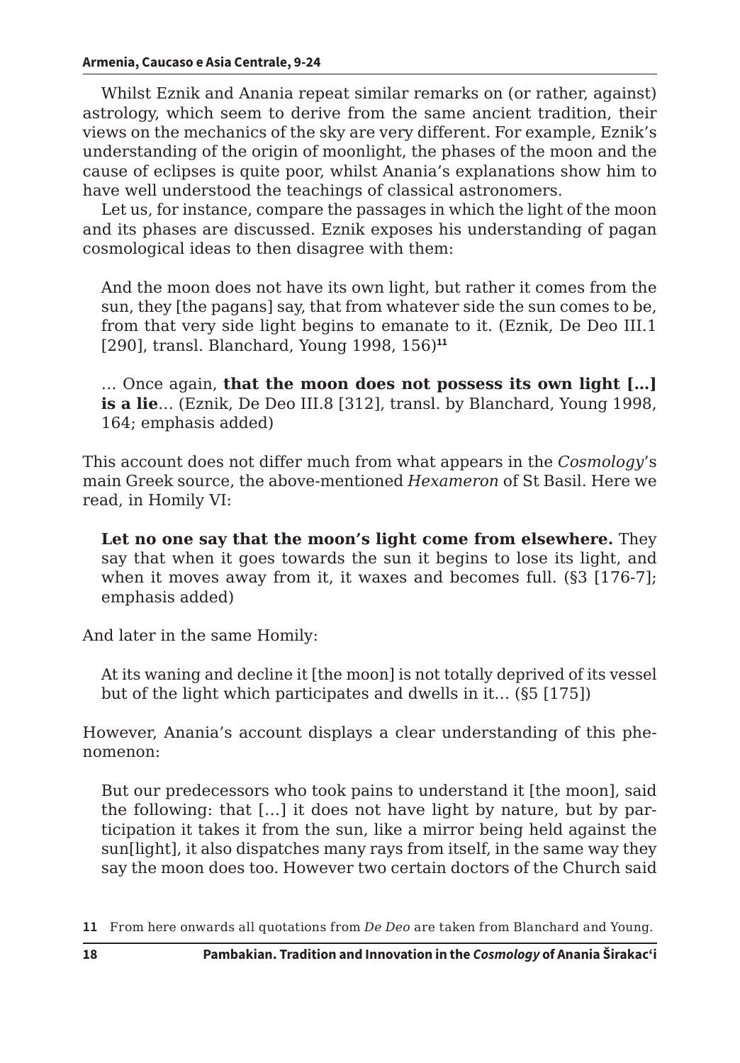Whilst Eznik and Anania repeat similar remarks on (or rather, against) astrology, which seem to derive from the same ancient tradition, their views on the mechanics of the sky are very different. For example, Eznik's understanding of the origin of moonlight, the phases of the moon and the cause of eclipses is quite poor, whilst Anania's explanations show him to have well understood the teachings of classical astronomers.

Let us, for instance, compare the passages in which the light of the moon and its phases are discussed. Eznik exposes his understanding of pagan cosmological ideas to then disagree with them:

> And the moon does not have its own light, but rather it comes from the sun, they [the pagans] say, that from whatever side the sun comes to be, from that very side light begins to emanate to it. (Eznik, De Deo III.1 [290], transl. Blanchard, Young 1998, 156)[11]
>
> … Once again, **that the moon does not possess its own light […] is a lie**… (Eznik, De Deo III.8 [312], transl. by Blanchard, Young 1998, 164; emphasis added)

This account does not differ much from what appears in the *Cosmology*'s main Greek source, the above-mentioned *Hexameron* of St Basil. Here we read, in Homily VI:

> **Let no one say that the moon's light come from elsewhere.** They say that when it goes towards the sun it begins to lose its light, and when it moves away from it, it waxes and becomes full. (§3 [176-7]; emphasis added)

And later in the same Homily:

> At its waning and decline it [the moon] is not totally deprived of its vessel but of the light which participates and dwells in it… (§5 [175])

However, Anania's account displays a clear understanding of this phenomenon:

> But our predecessors who took pains to understand it [the moon], said the following: that […] it does not have light by nature, but by participation it takes it from the sun, like a mirror being held against the sun[light], it also dispatches many rays from itself, in the same way they say the moon does too. However two certain doctors of the Church said

11 From here onwards all quotations from *De Deo* are taken from Blanchard and Young.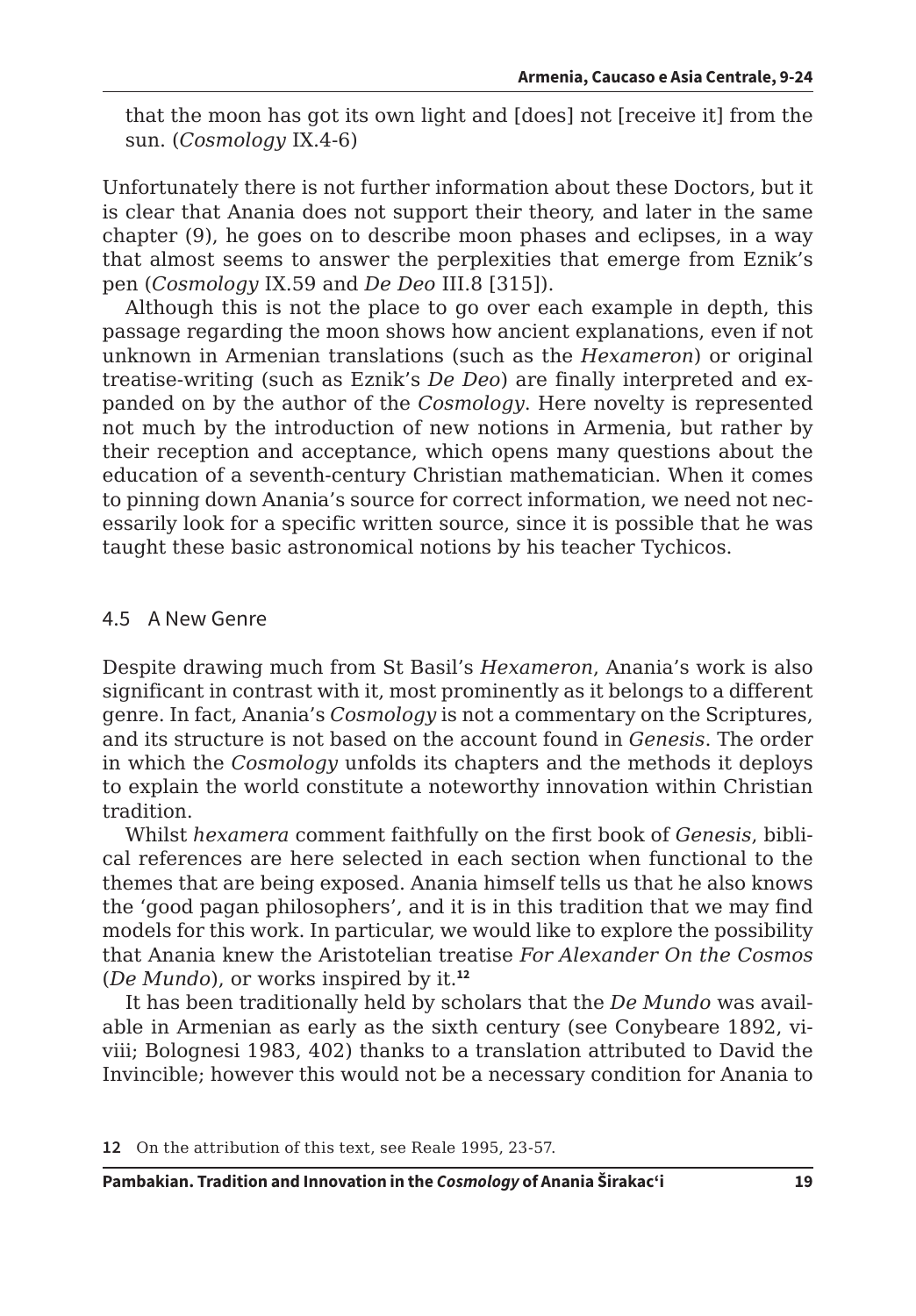that the moon has got its own light and [does] not [receive it] from the sun. (*Cosmology* IX.4-6)

Unfortunately there is not further information about these Doctors, but it is clear that Anania does not support their theory, and later in the same chapter (9), he goes on to describe moon phases and eclipses, in a way that almost seems to answer the perplexities that emerge from Eznik's pen (*Cosmology* IX.59 and *De Deo* III.8 [315]).

Although this is not the place to go over each example in depth, this passage regarding the moon shows how ancient explanations, even if not unknown in Armenian translations (such as the *Hexameron*) or original treatise-writing (such as Eznik's *De Deo*) are finally interpreted and expanded on by the author of the *Cosmology*. Here novelty is represented not much by the introduction of new notions in Armenia, but rather by their reception and acceptance, which opens many questions about the education of a seventh-century Christian mathematician. When it comes to pinning down Anania's source for correct information, we need not necessarily look for a specific written source, since it is possible that he was taught these basic astronomical notions by his teacher Tychicos.

## 4.5 A New Genre

Despite drawing much from St Basil's *Hexameron*, Anania's work is also significant in contrast with it, most prominently as it belongs to a different genre. In fact, Anania's *Cosmology* is not a commentary on the Scriptures, and its structure is not based on the account found in *Genesis*. The order in which the *Cosmology* unfolds its chapters and the methods it deploys to explain the world constitute a noteworthy innovation within Christian tradition.

Whilst *hexamera* comment faithfully on the first book of *Genesis*, biblical references are here selected in each section when functional to the themes that are being exposed. Anania himself tells us that he also knows the 'good pagan philosophers', and it is in this tradition that we may find models for this work. In particular, we would like to explore the possibility that Anania knew the Aristotelian treatise *For Alexander On the Cosmos* (*De Mundo*), or works inspired by it.[12]

It has been traditionally held by scholars that the *De Mundo* was available in Armenian as early as the sixth century (see Conybeare 1892, vi-viii; Bolognesi 1983, 402) thanks to a translation attributed to David the Invincible; however this would not be a necessary condition for Anania to

12 On the attribution of this text, see Reale 1995, 23-57.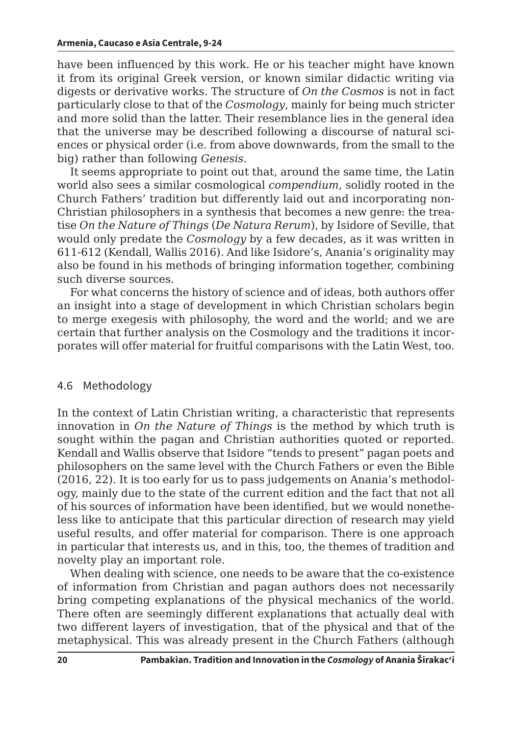have been influenced by this work. He or his teacher might have known it from its original Greek version, or known similar didactic writing via digests or derivative works. The structure of *On the Cosmos* is not in fact particularly close to that of the *Cosmology*, mainly for being much stricter and more solid than the latter. Their resemblance lies in the general idea that the universe may be described following a discourse of natural sciences or physical order (i.e. from above downwards, from the small to the big) rather than following *Genesis*.

It seems appropriate to point out that, around the same time, the Latin world also sees a similar cosmological *compendium*, solidly rooted in the Church Fathers' tradition but differently laid out and incorporating non-Christian philosophers in a synthesis that becomes a new genre: the treatise *On the Nature of Things* (*De Natura Rerum*), by Isidore of Seville, that would only predate the *Cosmology* by a few decades, as it was written in 611-612 (Kendall, Wallis 2016). And like Isidore's, Anania's originality may also be found in his methods of bringing information together, combining such diverse sources.

For what concerns the history of science and of ideas, both authors offer an insight into a stage of development in which Christian scholars begin to merge exegesis with philosophy, the word and the world; and we are certain that further analysis on the Cosmology and the traditions it incorporates will offer material for fruitful comparisons with the Latin West, too.

### 4.6 Methodology

In the context of Latin Christian writing, a characteristic that represents innovation in *On the Nature of Things* is the method by which truth is sought within the pagan and Christian authorities quoted or reported. Kendall and Wallis observe that Isidore "tends to present" pagan poets and philosophers on the same level with the Church Fathers or even the Bible (2016, 22). It is too early for us to pass judgements on Anania's methodology, mainly due to the state of the current edition and the fact that not all of his sources of information have been identified, but we would nonetheless like to anticipate that this particular direction of research may yield useful results, and offer material for comparison. There is one approach in particular that interests us, and in this, too, the themes of tradition and novelty play an important role.

When dealing with science, one needs to be aware that the co-existence of information from Christian and pagan authors does not necessarily bring competing explanations of the physical mechanics of the world. There often are seemingly different explanations that actually deal with two different layers of investigation, that of the physical and that of the metaphysical. This was already present in the Church Fathers (although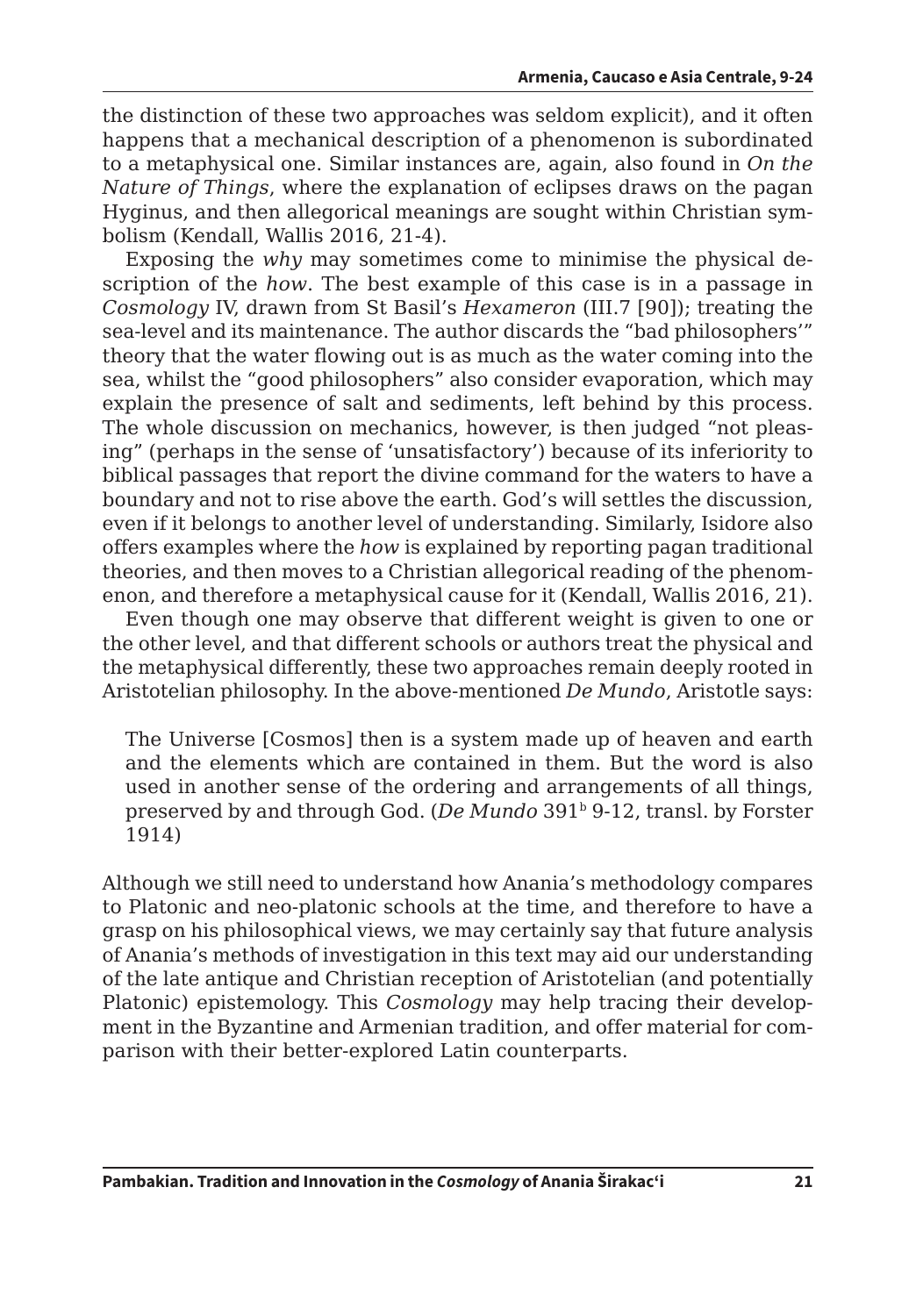the distinction of these two approaches was seldom explicit), and it often happens that a mechanical description of a phenomenon is subordinated to a metaphysical one. Similar instances are, again, also found in *On the Nature of Things*, where the explanation of eclipses draws on the pagan Hyginus, and then allegorical meanings are sought within Christian symbolism (Kendall, Wallis 2016, 21-4).

Exposing the *why* may sometimes come to minimise the physical description of the *how*. The best example of this case is in a passage in *Cosmology* IV, drawn from St Basil's *Hexameron* (III.7 [90]); treating the sea-level and its maintenance. The author discards the "bad philosophers'" theory that the water flowing out is as much as the water coming into the sea, whilst the "good philosophers" also consider evaporation, which may explain the presence of salt and sediments, left behind by this process. The whole discussion on mechanics, however, is then judged "not pleasing" (perhaps in the sense of 'unsatisfactory') because of its inferiority to biblical passages that report the divine command for the waters to have a boundary and not to rise above the earth. God's will settles the discussion, even if it belongs to another level of understanding. Similarly, Isidore also offers examples where the *how* is explained by reporting pagan traditional theories, and then moves to a Christian allegorical reading of the phenomenon, and therefore a metaphysical cause for it (Kendall, Wallis 2016, 21).

Even though one may observe that different weight is given to one or the other level, and that different schools or authors treat the physical and the metaphysical differently, these two approaches remain deeply rooted in Aristotelian philosophy. In the above-mentioned *De Mundo*, Aristotle says:

> The Universe [Cosmos] then is a system made up of heaven and earth and the elements which are contained in them. But the word is also used in another sense of the ordering and arrangements of all things, preserved by and through God. (*De Mundo* 391$^{b}$ 9-12, transl. by Forster 1914)

Although we still need to understand how Anania's methodology compares to Platonic and neo-platonic schools at the time, and therefore to have a grasp on his philosophical views, we may certainly say that future analysis of Anania's methods of investigation in this text may aid our understanding of the late antique and Christian reception of Aristotelian (and potentially Platonic) epistemology. This *Cosmology* may help tracing their development in the Byzantine and Armenian tradition, and offer material for comparison with their better-explored Latin counterparts.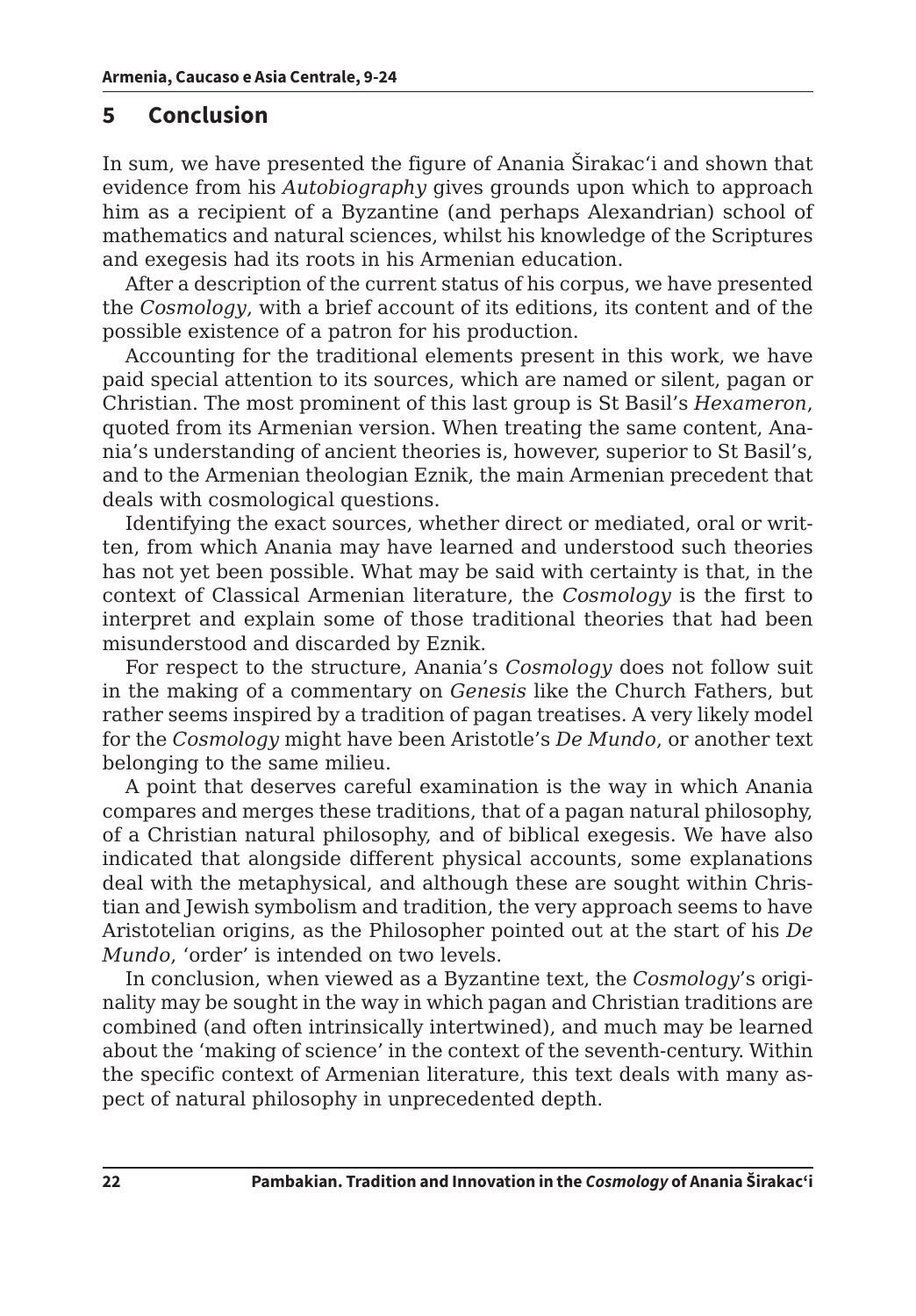## 5 Conclusion

In sum, we have presented the figure of Anania Širakac'i and shown that evidence from his *Autobiography* gives grounds upon which to approach him as a recipient of a Byzantine (and perhaps Alexandrian) school of mathematics and natural sciences, whilst his knowledge of the Scriptures and exegesis had its roots in his Armenian education.

After a description of the current status of his corpus, we have presented the *Cosmology*, with a brief account of its editions, its content and of the possible existence of a patron for his production.

Accounting for the traditional elements present in this work, we have paid special attention to its sources, which are named or silent, pagan or Christian. The most prominent of this last group is St Basil's *Hexameron*, quoted from its Armenian version. When treating the same content, Anania's understanding of ancient theories is, however, superior to St Basil's, and to the Armenian theologian Eznik, the main Armenian precedent that deals with cosmological questions.

Identifying the exact sources, whether direct or mediated, oral or written, from which Anania may have learned and understood such theories has not yet been possible. What may be said with certainty is that, in the context of Classical Armenian literature, the *Cosmology* is the first to interpret and explain some of those traditional theories that had been misunderstood and discarded by Eznik.

For respect to the structure, Anania's *Cosmology* does not follow suit in the making of a commentary on *Genesis* like the Church Fathers, but rather seems inspired by a tradition of pagan treatises. A very likely model for the *Cosmology* might have been Aristotle's *De Mundo*, or another text belonging to the same milieu.

A point that deserves careful examination is the way in which Anania compares and merges these traditions, that of a pagan natural philosophy, of a Christian natural philosophy, and of biblical exegesis. We have also indicated that alongside different physical accounts, some explanations deal with the metaphysical, and although these are sought within Christian and Jewish symbolism and tradition, the very approach seems to have Aristotelian origins, as the Philosopher pointed out at the start of his *De Mundo*, 'order' is intended on two levels.

In conclusion, when viewed as a Byzantine text, the *Cosmology*'s originality may be sought in the way in which pagan and Christian traditions are combined (and often intrinsically intertwined), and much may be learned about the 'making of science' in the context of the seventh-century. Within the specific context of Armenian literature, this text deals with many aspect of natural philosophy in unprecedented depth.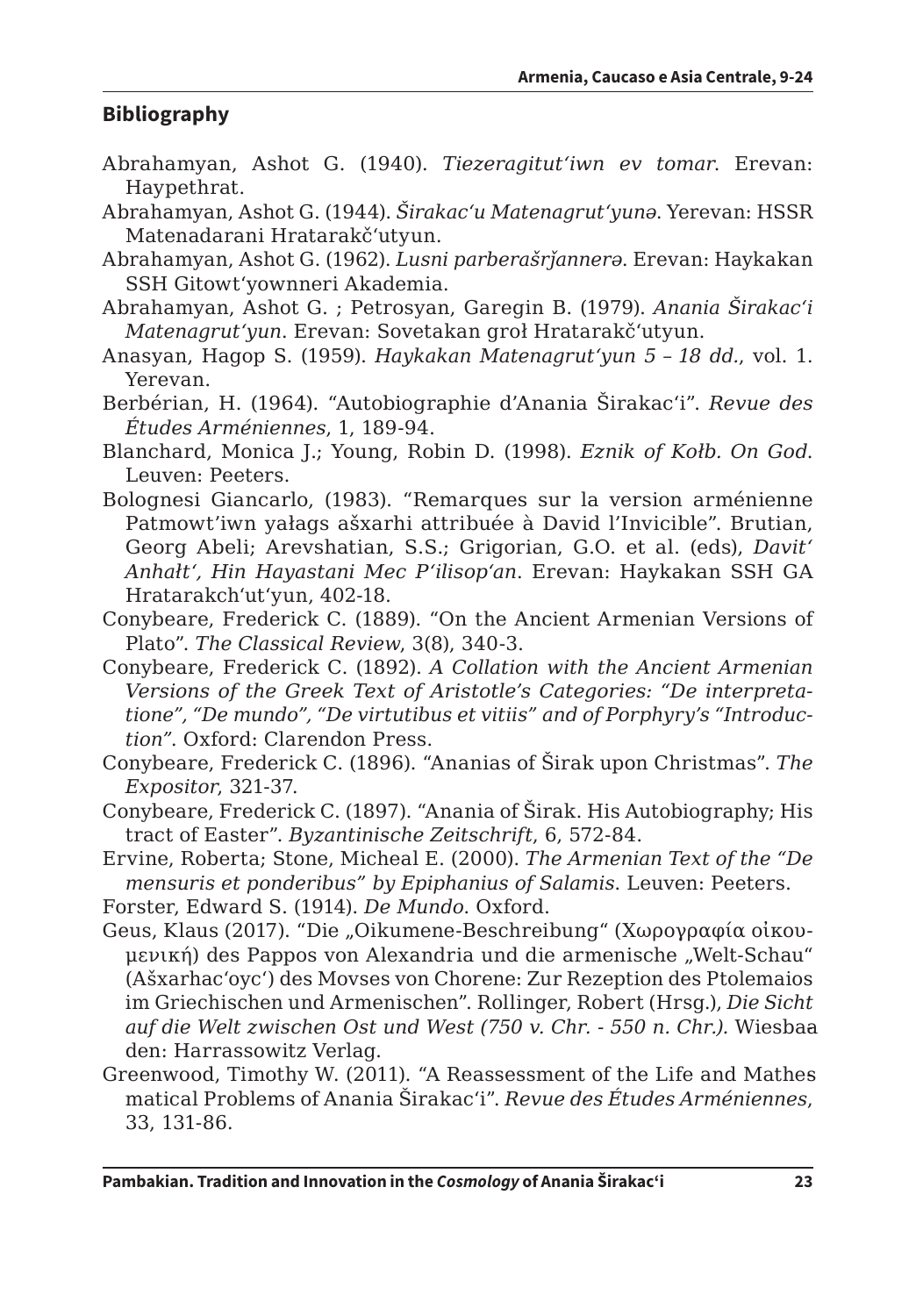## Bibliography

Abrahamyan, Ashot G. (1940). *Tiezeragitutʻiwn ev tomar*. Erevan: Haypethrat.

Abrahamyan, Ashot G. (1944). *Širakacʻu Matenagrutʻyunə*. Yerevan: HSSR Matenadarani Hratarakčʻutyun.

Abrahamyan, Ashot G. (1962). *Lusni parberašrǰannerə*. Erevan: Haykakan SSH Gitowtʻyownneri Akademia.

Abrahamyan, Ashot G. ; Petrosyan, Garegin B. (1979). *Anania Širakacʻi Matenagrutʻyun*. Erevan: Sovetakan groł Hratarakčʻutyun.

Anasyan, Hagop S. (1959). *Haykakan Matenagrutʻyun 5 – 18 dd.*, vol. 1. Yerevan.

Berbérian, H. (1964). "Autobiographie d'Anania Širakacʻi". *Revue des Études Arméniennes*, 1, 189-94.

Blanchard, Monica J.; Young, Robin D. (1998). *Eznik of Kołb. On God*. Leuven: Peeters.

Bolognesi Giancarlo, (1983). "Remarques sur la version arménienne Patmowtʼiwn yałags ašxarhi attribuée à David l'Invicible". Brutian, Georg Abeli; Arevshatian, S.S.; Grigorian, G.O. et al. (eds), *Davitʻ Anhałtʻ, Hin Hayastani Mec Pʻilisopʻan*. Erevan: Haykakan SSH GA Hratarakchʻutʻyun, 402-18.

Conybeare, Frederick C. (1889). "On the Ancient Armenian Versions of Plato". *The Classical Review*, 3(8), 340-3.

Conybeare, Frederick C. (1892). *A Collation with the Ancient Armenian Versions of the Greek Text of Aristotle's Categories: "De interpretatione", "De mundo", "De virtutibus et vitiis" and of Porphyry's "Introduction"*. Oxford: Clarendon Press.

Conybeare, Frederick C. (1896). "Ananias of Širak upon Christmas". *The Expositor*, 321-37.

Conybeare, Frederick C. (1897). "Anania of Širak. His Autobiography; His tract of Easter". *Byzantinische Zeitschrift*, 6, 572-84.

Ervine, Roberta; Stone, Micheal E. (2000). *The Armenian Text of the "De mensuris et ponderibus" by Epiphanius of Salamis*. Leuven: Peeters.

Forster, Edward S. (1914). *De Mundo*. Oxford.

Geus, Klaus (2017). "Die „Oikumene-Beschreibung" (Χωρογραφία οἰκουμενική) des Pappos von Alexandria und die armenische „Welt-Schau" (Ašxarhacʻoycʻ) des Movses von Chorene: Zur Rezeption des Ptolemaios im Griechischen und Armenischen". Rollinger, Robert (Hrsg.), *Die Sicht auf die Welt zwischen Ost und West (750 v. Chr. - 550 n. Chr.).* Wiesbaaden: Harrassowitz Verlag.

Greenwood, Timothy W. (2011). "A Reassessment of the Life and Mathesmatical Problems of Anania Širakacʻi". *Revue des Études Arméniennes*, 33, 131-86.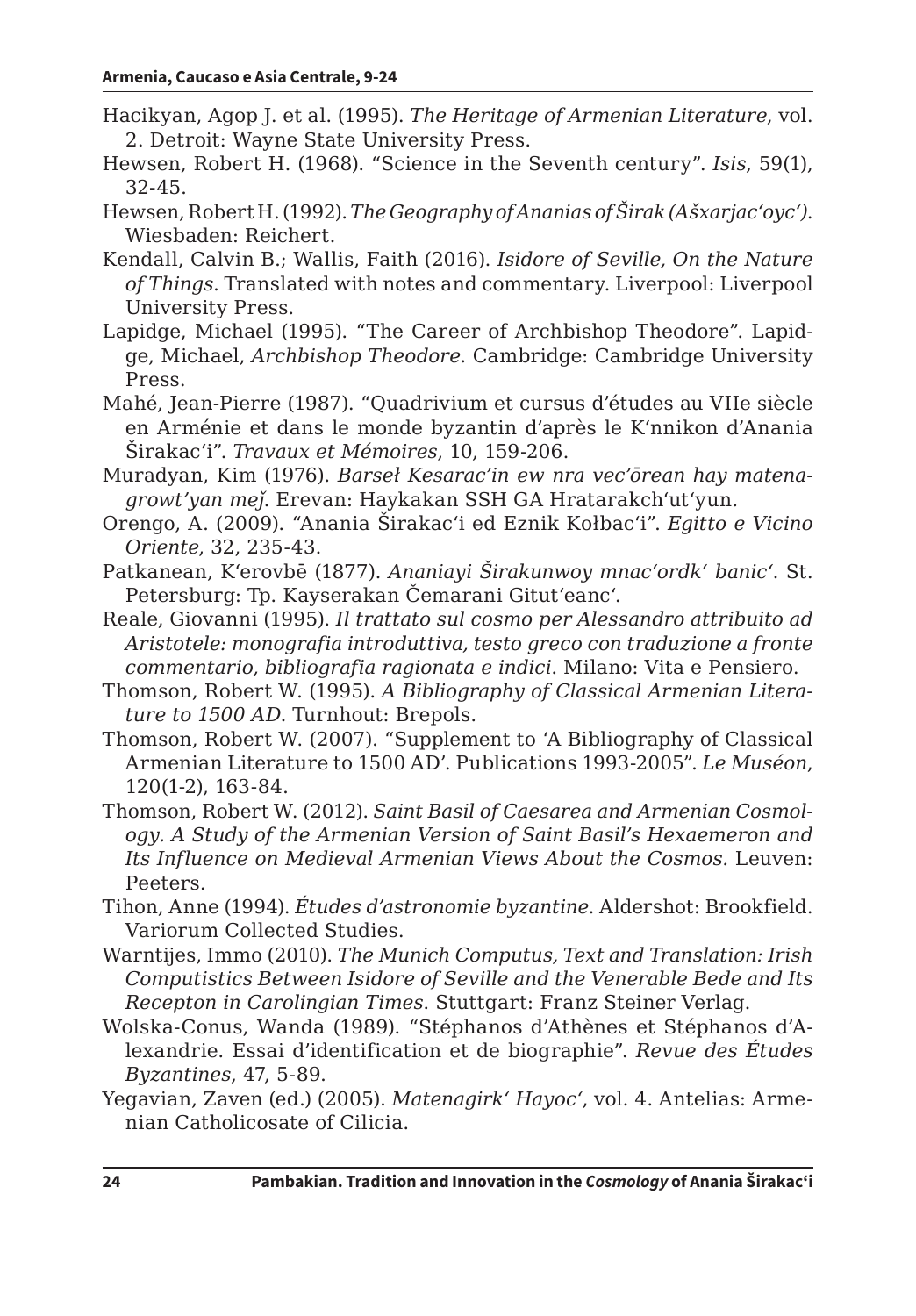Hacikyan, Agop J. et al. (1995). *The Heritage of Armenian Literature*, vol. 2. Detroit: Wayne State University Press.

Hewsen, Robert H. (1968). "Science in the Seventh century". *Isis*, 59(1), 32-45.

Hewsen, Robert H. (1992). *The Geography of Ananias of Širak (Ašxarjac'oyc')*. Wiesbaden: Reichert.

Kendall, Calvin B.; Wallis, Faith (2016). *Isidore of Seville, On the Nature of Things*. Translated with notes and commentary. Liverpool: Liverpool University Press.

Lapidge, Michael (1995). "The Career of Archbishop Theodore". Lapidge, Michael, *Archbishop Theodore*. Cambridge: Cambridge University Press.

Mahé, Jean-Pierre (1987). "Quadrivium et cursus d'études au VIIe siècle en Arménie et dans le monde byzantin d'après le K'nnikon d'Anania Širakac'i". *Travaux et Mémoires*, 10, 159-206.

Muradyan, Kim (1976). *Barseł Kesarac'in ew nra vec'ōrean hay matenagrowt'yan meǰ*. Erevan: Haykakan SSH GA Hratarakch'ut'yun.

Orengo, A. (2009). "Anania Širakac'i ed Eznik Kołbac'i". *Egitto e Vicino Oriente*, 32, 235-43.

Patkanean, K'erovbē (1877). *Ananiayi Širakunwoy mnac'ordk' banic'*. St. Petersburg: Tp. Kayserakan Čemarani Gitut'eanc'.

Reale, Giovanni (1995). *Il trattato sul cosmo per Alessandro attribuito ad Aristotele: monografia introduttiva, testo greco con traduzione a fronte commentario, bibliografia ragionata e indici*. Milano: Vita e Pensiero.

Thomson, Robert W. (1995). *A Bibliography of Classical Armenian Literature to 1500 AD*. Turnhout: Brepols.

Thomson, Robert W. (2007). "Supplement to 'A Bibliography of Classical Armenian Literature to 1500 AD'. Publications 1993-2005". *Le Muséon*, 120(1-2), 163-84.

Thomson, Robert W. (2012). *Saint Basil of Caesarea and Armenian Cosmology. A Study of the Armenian Version of Saint Basil's Hexaemeron and Its Influence on Medieval Armenian Views About the Cosmos.* Leuven: Peeters.

Tihon, Anne (1994). *Études d'astronomie byzantine*. Aldershot: Brookfield. Variorum Collected Studies.

Warntjes, Immo (2010). *The Munich Computus, Text and Translation: Irish Computistics Between Isidore of Seville and the Venerable Bede and Its Recepton in Carolingian Times*. Stuttgart: Franz Steiner Verlag.

Wolska-Conus, Wanda (1989). "Stéphanos d'Athènes et Stéphanos d'Alexandrie. Essai d'identification et de biographie". *Revue des Études Byzantines*, 47, 5-89.

Yegavian, Zaven (ed.) (2005). *Matenagirk' Hayoc'*, vol. 4. Antelias: Armenian Catholicosate of Cilicia.